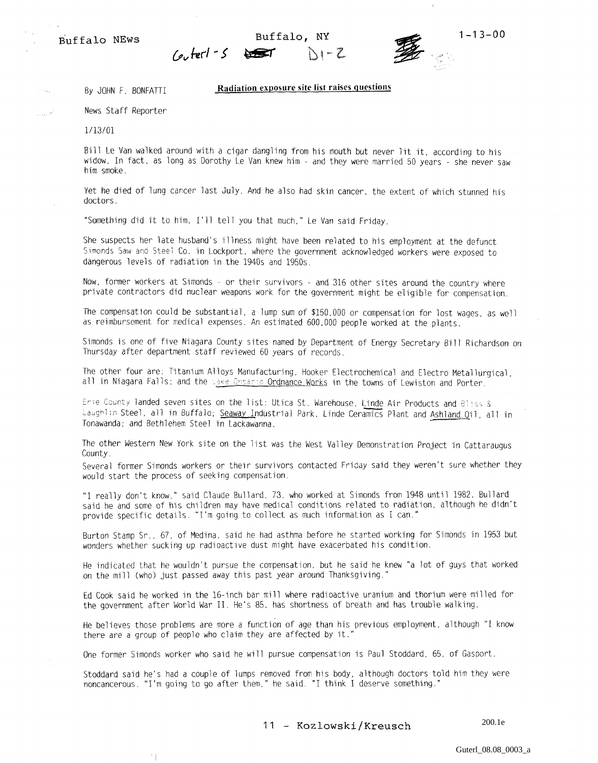Buffalo NEws Buffalo, NY 1-13-00

Guterl-5 D1-2

By JOHN F. BONFATTI

## Radiation exposure site list raises questions

News Staff Reporter

1/13/01

Bill Le Van walked around with a cigar dangling from his mouth but never lit it, according to his widow. In fact, as long as Dorothy Le Van knew him - and they were married 50 years - she never saw him smoke.

Yet he died of lung cancer last July. And he also had skin cancer, the extent of which stunned his doctors.

"Something did it to him, I'll tell you that much," Le Van said Friday.

She suspects her late husband's illness might have been related to his employment at the defunct Simonds Saw and Steel Co. in Lockport, where the government acknowledged workers were exposed to dangerous levels of radiation in the 1940s and 1950s.

Now, former workers at Simonds - or their survivors - and 316 other sites around the country where private contractors did nuclear weapons work for the government might be eligible for compensation.

The compensation could be substantial, a lump sum of $150,000 or compensation for lost wages, as well as reimbursement for medical expenses. An estimated 600,000 people worked at the plants.

Simonds is one of five Niagara County sites named by Department of Energy Secretary Bill Richardson on Thursday after department staff reviewed 60 years of records.

The other four are: Titanium Alloys Manufacturing, Hooker Electrochemical and Electro Metallurgical, all in Niagara Falls; and the Lake Ontario Ordnance Works in the towns of Lewiston and Porter.

Erie County landed seven sites on the list: Utica St. Warehouse, Linde Air Products and Bliss & Laughlin Steel, all in Buffalo; Seaway Industrial Park, Linde Ceramics Plant and Ashland Oil, all in Tonawanda; and Bethlehem Steel in Lackawanna.

The other Western New York site on the list was the West Valley Demonstration Project in Cattaraugus County.

Several former Simonds workers or their survivors contacted Friday said they weren't sure whether they would start the process of seeking compensation.

"I really don't know," said Claude Bullard, 73, who worked at Simonds from 1948 until 1982. Bullard said he and some of his children may have medical conditions related to radiation, although he didn't provide specific details. "I'm going to collect as much information as I can."

Burton Stamp Sr., 67, of Medina, said he had asthma before he started working for Simonds in 1953 but wonders whether sucking up radioactive dust might have exacerbated his condition.

He indicated that he wouldn't pursue the compensation, but he said he knew "a lot of guys that worked on the mill (who) just passed away this past year around Thanksgiving."

Ed Cook said he worked in the 16-inch bar mill where radioactive uranium and thorium were milled for the government after World War II. He's 85, has shortness of breath and has trouble walking.

He believes those problems are more a function of age than his previous employment, although "I know there are a group of people who claim they are affected by it."

One former Simonds worker who said he will pursue compensation is Paul Stoddard, 65, of Gasport.

Stoddard said he's had a couple of lumps removed from his body, although doctors told him they were noncancerous. "I'm going to go after them," he said. "I think I deserve something."

11 - Kozlowski/Kreusch 200.1e

Guterl_08.08_0003_a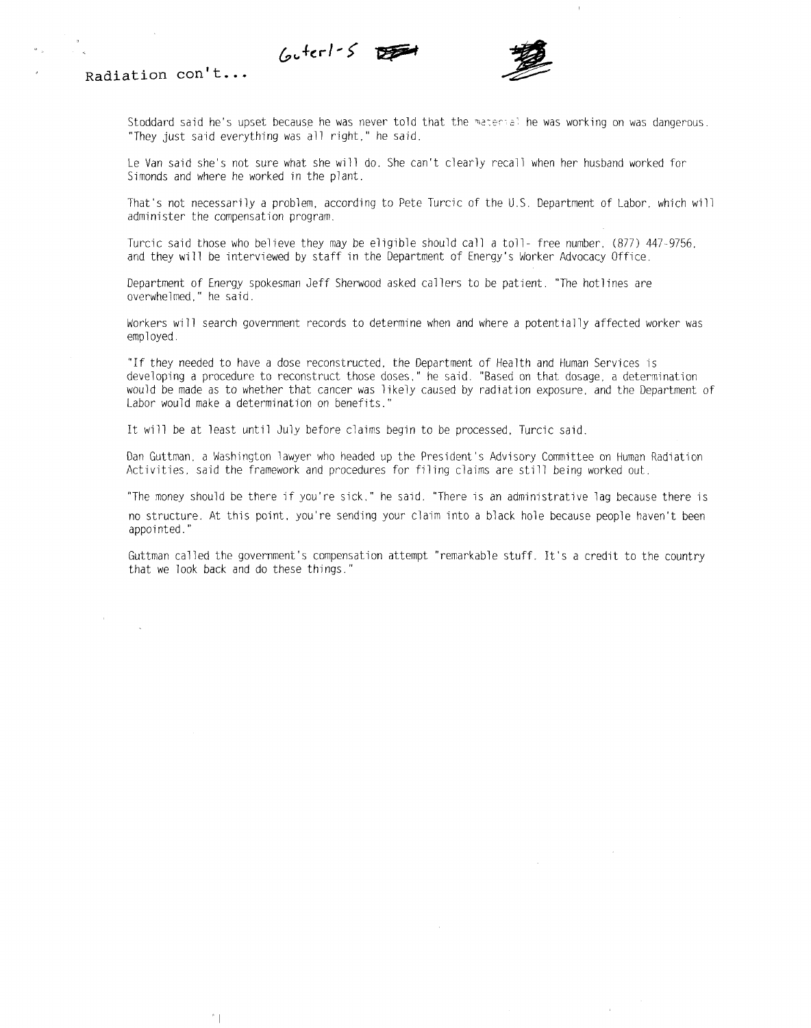Radiation con't...

Stoddard said he's upset because he was never told that the material he was working on was dangerous. "They just said everything was all right," he said.

Le Van said she's not sure what she will do. She can't clearly recall when her husband worked for Simonds and where he worked in the plant.

That's not necessarily a problem, according to Pete Turcic of the U.S. Department of Labor, which will administer the compensation program.

Turcic said those who believe they may be eligible should call a toll- free number, (877) 447-9756, and they will be interviewed by staff in the Department of Energy's Worker Advocacy Office.

Department of Energy spokesman Jeff Sherwood asked callers to be patient. "The hotlines are overwhelmed," he said.

Workers will search government records to determine when and where a potentially affected worker was employed.

"If they needed to have a dose reconstructed, the Department of Health and Human Services is developing a procedure to reconstruct those doses," he said. "Based on that dosage, a determination would be made as to whether that cancer was likely caused by radiation exposure, and the Department of Labor would make a determination on benefits."

It will be at least until July before claims begin to be processed, Turcic said.

Dan Guttman, a Washington lawyer who headed up the President's Advisory Committee on Human Radiation Activities, said the framework and procedures for filing claims are still being worked out.

"The money should be there if you're sick," he said. "There is an administrative lag because there is no structure. At this point, you're sending your claim into a black hole because people haven't been appointed."

Guttman called the government's compensation attempt "remarkable stuff. It's a credit to the country that we look back and do these things."